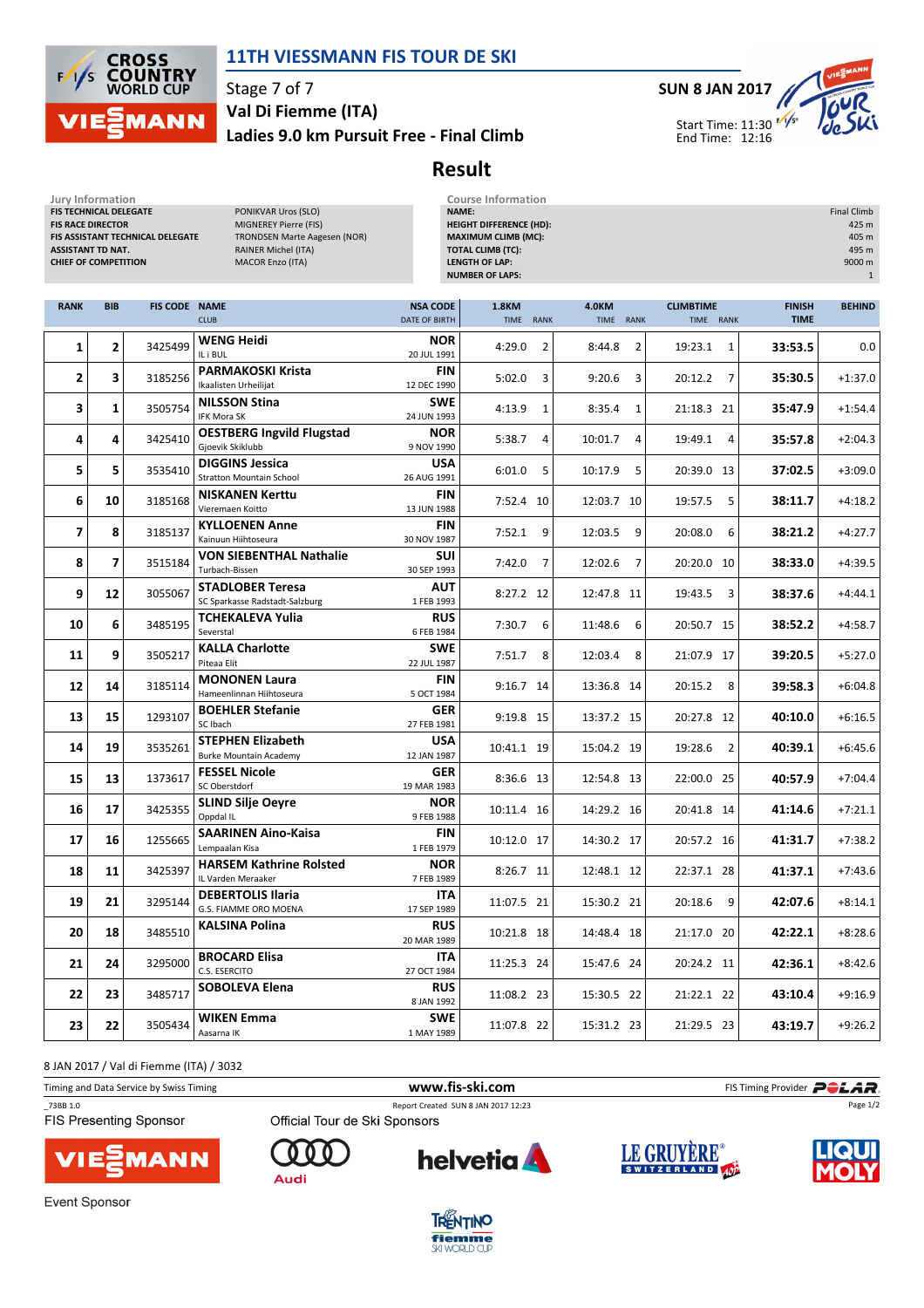# 11TH VIESSMANN FIS TOUR DE SKI

Stage 7 of 7

**Val Di Fiemme (ITA)**

**Ladies 9.0 km Pursuit Free - Final Climb**

**SUN 8 JAN 2017**

Start Time: 11:30
End Time: 12:16

## Result

| Jury Information | |
|---|---|
| FIS TECHNICAL DELEGATE | PONIKVAR Uros (SLO) |
| FIS RACE DIRECTOR | MIGNEREY Pierre (FIS) |
| FIS ASSISTANT TECHNICAL DELEGATE | TRONDSEN Marte Aagesen (NOR) |
| ASSISTANT TD NAT. | RAINER Michel (ITA) |
| CHIEF OF COMPETITION | MACOR Enzo (ITA) |

| Course Information | |
|---|---|
| NAME: | Final Climb |
| HEIGHT DIFFERENCE (HD): | 425 m |
| MAXIMUM CLIMB (MC): | 405 m |
| TOTAL CLIMB (TC): | 495 m |
| LENGTH OF LAP: | 9000 m |
| NUMBER OF LAPS: | 1 |

| RANK | BIB | FIS CODE | NAME / CLUB | NSA CODE / DATE OF BIRTH | 1.8KM TIME | RANK | 4.0KM TIME | RANK | CLIMBTIME TIME | RANK | FINISH TIME | BEHIND |
|---|---|---|---|---|---|---|---|---|---|---|---|---|
| 1 | 2 | 3425499 | **WENG Heidi** IL i BUL | NOR 20 JUL 1991 | 4:29.0 | 2 | 8:44.8 | 2 | 19:23.1 | 1 | **33:53.5** | 0.0 |
| 2 | 3 | 3185256 | **PARMAKOSKI Krista** Ikaalisten Urheilijat | FIN 12 DEC 1990 | 5:02.0 | 3 | 9:20.6 | 3 | 20:12.2 | 7 | **35:30.5** | +1:37.0 |
| 3 | 1 | 3505754 | **NILSSON Stina** IFK Mora SK | SWE 24 JUN 1993 | 4:13.9 | 1 | 8:35.4 | 1 | 21:18.3 | 21 | **35:47.9** | +1:54.4 |
| 4 | 4 | 3425410 | **OESTBERG Ingvild Flugstad** Gjoevik Skiklubb | NOR 9 NOV 1990 | 5:38.7 | 4 | 10:01.7 | 4 | 19:49.1 | 4 | **35:57.8** | +2:04.3 |
| 5 | 5 | 3535410 | **DIGGINS Jessica** Stratton Mountain School | USA 26 AUG 1991 | 6:01.0 | 5 | 10:17.9 | 5 | 20:39.0 | 13 | **37:02.5** | +3:09.0 |
| 6 | 10 | 3185168 | **NISKANEN Kerttu** Vieremaen Koitto | FIN 13 JUN 1988 | 7:52.4 | 10 | 12:03.7 | 10 | 19:57.5 | 5 | **38:11.7** | +4:18.2 |
| 7 | 8 | 3185137 | **KYLLOENEN Anne** Kainuun Hiihtoseura | FIN 30 NOV 1987 | 7:52.1 | 9 | 12:03.5 | 9 | 20:08.0 | 6 | **38:21.2** | +4:27.7 |
| 8 | 7 | 3515184 | **VON SIEBENTHAL Nathalie** Turbach-Bissen | SUI 30 SEP 1993 | 7:42.0 | 7 | 12:02.6 | 7 | 20:20.0 | 10 | **38:33.0** | +4:39.5 |
| 9 | 12 | 3055067 | **STADLOBER Teresa** SC Sparkasse Radstadt-Salzburg | AUT 1 FEB 1993 | 8:27.2 | 12 | 12:47.8 | 11 | 19:43.5 | 3 | **38:37.6** | +4:44.1 |
| 10 | 6 | 3485195 | **TCHEKALEVA Yulia** Severstal | RUS 6 FEB 1984 | 7:30.7 | 6 | 11:48.6 | 6 | 20:50.7 | 15 | **38:52.2** | +4:58.7 |
| 11 | 9 | 3505217 | **KALLA Charlotte** Piteaa Elit | SWE 22 JUL 1987 | 7:51.7 | 8 | 12:03.4 | 8 | 21:07.9 | 17 | **39:20.5** | +5:27.0 |
| 12 | 14 | 3185114 | **MONONEN Laura** Hameenlinnan Hiihtoseura | FIN 5 OCT 1984 | 9:16.7 | 14 | 13:36.8 | 14 | 20:15.2 | 8 | **39:58.3** | +6:04.8 |
| 13 | 15 | 1293107 | **BOEHLER Stefanie** SC Ibach | GER 27 FEB 1981 | 9:19.8 | 15 | 13:37.2 | 15 | 20:27.8 | 12 | **40:10.0** | +6:16.5 |
| 14 | 19 | 3535261 | **STEPHEN Elizabeth** Burke Mountain Academy | USA 12 JAN 1987 | 10:41.1 | 19 | 15:04.2 | 19 | 19:28.6 | 2 | **40:39.1** | +6:45.6 |
| 15 | 13 | 1373617 | **FESSEL Nicole** SC Oberstdorf | GER 19 MAR 1983 | 8:36.6 | 13 | 12:54.8 | 13 | 22:00.0 | 25 | **40:57.9** | +7:04.4 |
| 16 | 17 | 3425355 | **SLIND Silje Oeyre** Oppdal IL | NOR 9 FEB 1988 | 10:11.4 | 16 | 14:29.2 | 16 | 20:41.8 | 14 | **41:14.6** | +7:21.1 |
| 17 | 16 | 1255665 | **SAARINEN Aino-Kaisa** Lempaalan Kisa | FIN 1 FEB 1979 | 10:12.0 | 17 | 14:30.2 | 17 | 20:57.2 | 16 | **41:31.7** | +7:38.2 |
| 18 | 11 | 3425397 | **HARSEM Kathrine Rolsted** IL Varden Meraaker | NOR 7 FEB 1989 | 8:26.7 | 11 | 12:48.1 | 12 | 22:37.1 | 28 | **41:37.1** | +7:43.6 |
| 19 | 21 | 3295144 | **DEBERTOLIS Ilaria** G.S. FIAMME ORO MOENA | ITA 17 SEP 1989 | 11:07.5 | 21 | 15:30.2 | 21 | 20:18.6 | 9 | **42:07.6** | +8:14.1 |
| 20 | 18 | 3485510 | **KALSINA Polina** | RUS 20 MAR 1989 | 10:21.8 | 18 | 14:48.4 | 18 | 21:17.0 | 20 | **42:22.1** | +8:28.6 |
| 21 | 24 | 3295000 | **BROCARD Elisa** C.S. ESERCITO | ITA 27 OCT 1984 | 11:25.3 | 24 | 15:47.6 | 24 | 20:24.2 | 11 | **42:36.1** | +8:42.6 |
| 22 | 23 | 3485717 | **SOBOLEVA Elena** | RUS 8 JAN 1992 | 11:08.2 | 23 | 15:30.5 | 22 | 21:22.1 | 22 | **43:10.4** | +9:16.9 |
| 23 | 22 | 3505434 | **WIKEN Emma** Aasarna IK | SWE 1 MAY 1989 | 11:07.8 | 22 | 15:31.2 | 23 | 21:29.5 | 23 | **43:19.7** | +9:26.2 |

8 JAN 2017 / Val di Fiemme (ITA) / 3032

Timing and Data Service by Swiss Timing — www.fis-ski.com — FIS Timing Provider POLAR

_73BB 1.0 — Report Created SUN 8 JAN 2017 12:23

FIS Presenting Sponsor: VIESSMANN

Official Tour de Ski Sponsors: Audi, helvetia, LE GRUYÈRE SWITZERLAND AOP, LIQUI MOLY

Event Sponsor: TRENTINO fiemme SKI WORLD CUP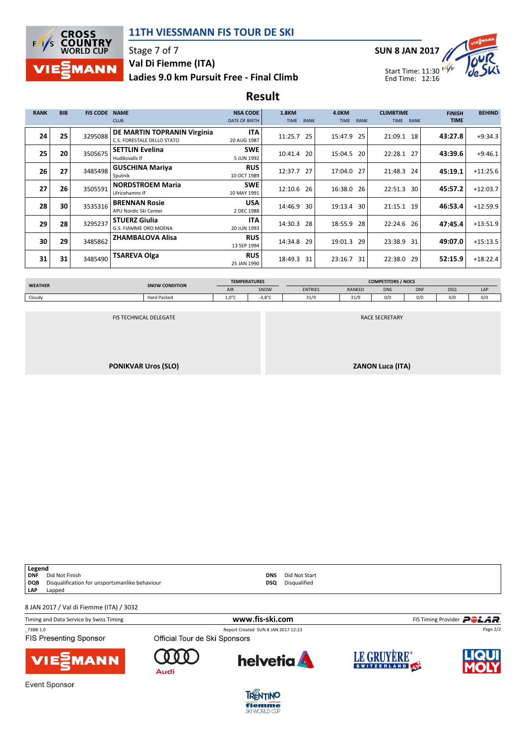# 11TH VIESSMANN FIS TOUR DE SKI

Stage 7 of 7

Val Di Fiemme (ITA)

Ladies 9.0 km Pursuit Free - Final Climb

SUN 8 JAN 2017

Start Time: 11:30

End Time: 12:16

## Result

| RANK | BIB | FIS CODE | NAME<br>CLUB | NSA CODE<br>DATE OF BIRTH | 1.8KM<br>TIME RANK | 4.0KM<br>TIME RANK | CLIMBTIME<br>TIME RANK | FINISH TIME | BEHIND |
|---|---|---|---|---|---|---|---|---|---|
| 24 | 25 | 3295088 | **DE MARTIN TOPRANIN Virginia**<br>C.S. FORESTALE DELLO STATO | ITA<br>20 AUG 1987 | 11:25.7 25 | 15:47.9 25 | 21:09.1 18 | **43:27.8** | +9:34.3 |
| 25 | 20 | 3505675 | **SETTLIN Evelina**<br>Hudiksvalls If | SWE<br>5 JUN 1992 | 10:41.4 20 | 15:04.5 20 | 22:28.1 27 | **43:39.6** | +9:46.1 |
| 26 | 27 | 3485498 | **GUSCHINA Mariya**<br>Sputnik | RUS<br>10 OCT 1989 | 12:37.7 27 | 17:04.0 27 | 21:48.3 24 | **45:19.1** | +11:25.6 |
| 27 | 26 | 3505591 | **NORDSTROEM Maria**<br>Ulricehamns IF | SWE<br>10 MAY 1991 | 12:10.6 26 | 16:38.0 26 | 22:51.3 30 | **45:57.2** | +12:03.7 |
| 28 | 30 | 3535316 | **BRENNAN Rosie**<br>APU Nordic Ski Center | USA<br>2 DEC 1988 | 14:46.9 30 | 19:13.4 30 | 21:15.1 19 | **46:53.4** | +12:59.9 |
| 29 | 28 | 3295237 | **STUERZ Giulia**<br>G.S. FIAMME ORO MOENA | ITA<br>20 JUN 1993 | 14:30.3 28 | 18:55.9 28 | 22:24.6 26 | **47:45.4** | +13:51.9 |
| 30 | 29 | 3485862 | **ZHAMBALOVA Alisa** | RUS<br>13 SEP 1994 | 14:34.8 29 | 19:01.3 29 | 23:38.9 31 | **49:07.0** | +15:13.5 |
| 31 | 31 | 3485490 | **TSAREVA Olga** | RUS<br>25 JAN 1990 | 18:49.3 31 | 23:16.7 31 | 22:38.0 29 | **52:15.9** | +18:22.4 |

| WEATHER | SNOW CONDITION | TEMPERATURES | | COMPETITORS / NOCS | | | | | |
|---|---|---|---|---|---|---|---|---|---|
| | | AIR | SNOW | ENTRIES | RANKED | DNS | DNF | DSQ | LAP |
| Cloudy | Hard Packed | 1,0°C | -3,8°C | 31/9 | 31/9 | 0/0 | 0/0 | 0/0 | 0/0 |

| FIS TECHNICAL DELEGATE | RACE SECRETARY |
|---|---|
| **PONIKVAR Uros (SLO)** | **ZANON Luca (ITA)** |

**Legend**

| | | | |
|---|---|---|---|
| **DNF** | Did Not Finish | **DNS** | Did Not Start |
| **DQB** | Disqualification for unsportsmanlike behaviour | **DSQ** | Disqualified |
| **LAP** | Lapped | | |

8 JAN 2017 / Val di Fiemme (ITA) / 3032

Timing and Data Service by Swiss Timing

www.fis-ski.com

FIS Timing Provider POLAR

_73B8 1.0

Report Created SUN 8 JAN 2017 12:23

FIS Presenting Sponsor

Official Tour de Ski Sponsors

Event Sponsor